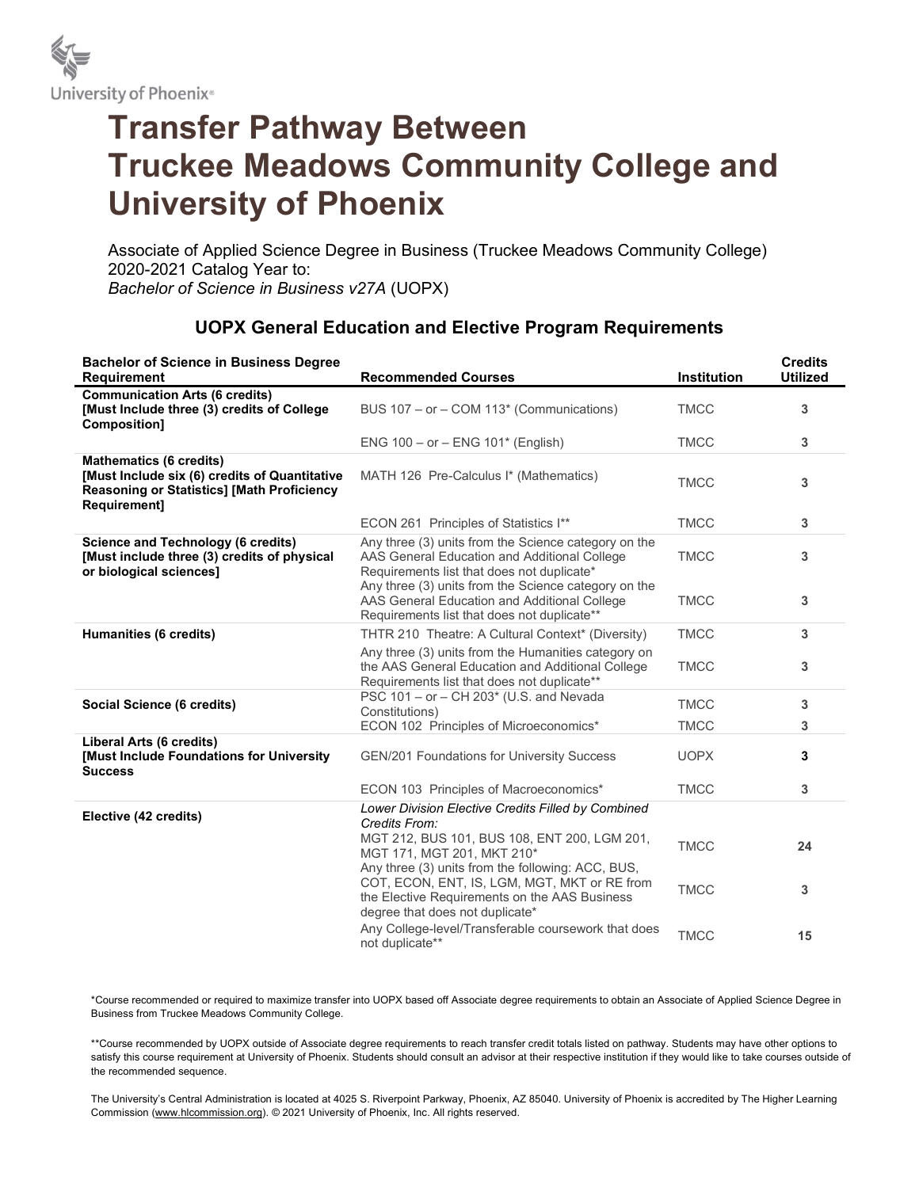University of Phoenix®

# Transfer Pathway Between Truckee Meadows Community College and University of Phoenix

Associate of Applied Science Degree in Business (Truckee Meadows Community College)
2020-2021 Catalog Year to:
*Bachelor of Science in Business v27A* (UOPX)

## UOPX General Education and Elective Program Requirements

| Bachelor of Science in Business Degree Requirement | Recommended Courses | Institution | Credits Utilized |
|---|---|---|---|
| **Communication Arts (6 credits) [Must Include three (3) credits of College Composition]** | BUS 107 – or – COM 113* (Communications) | TMCC | **3** |
| | ENG 100 – or – ENG 101* (English) | TMCC | **3** |
| **Mathematics (6 credits) [Must Include six (6) credits of Quantitative Reasoning or Statistics] [Math Proficiency Requirement]** | MATH 126 Pre-Calculus I* (Mathematics) | TMCC | **3** |
| | ECON 261 Principles of Statistics I** | TMCC | **3** |
| **Science and Technology (6 credits) [Must include three (3) credits of physical or biological sciences]** | Any three (3) units from the Science category on the AAS General Education and Additional College Requirements list that does not duplicate* | TMCC | **3** |
| | Any three (3) units from the Science category on the AAS General Education and Additional College Requirements list that does not duplicate** | TMCC | **3** |
| **Humanities (6 credits)** | THTR 210 Theatre: A Cultural Context* (Diversity) | TMCC | **3** |
| | Any three (3) units from the Humanities category on the AAS General Education and Additional College Requirements list that does not duplicate** | TMCC | **3** |
| **Social Science (6 credits)** | PSC 101 – or – CH 203* (U.S. and Nevada Constitutions) | TMCC | **3** |
| | ECON 102 Principles of Microeconomics* | TMCC | **3** |
| **Liberal Arts (6 credits) [Must Include Foundations for University Success** | GEN/201 Foundations for University Success | UOPX | **3** |
| | ECON 103 Principles of Macroeconomics* | TMCC | **3** |
| **Elective (42 credits)** | *Lower Division Elective Credits Filled by Combined Credits From:* MGT 212, BUS 101, BUS 108, ENT 200, LGM 201, MGT 171, MGT 201, MKT 210* | TMCC | **24** |
| | Any three (3) units from the following: ACC, BUS, COT, ECON, ENT, IS, LGM, MGT, MKT or RE from the Elective Requirements on the AAS Business degree that does not duplicate* | TMCC | **3** |
| | Any College-level/Transferable coursework that does not duplicate** | TMCC | **15** |

*Course recommended or required to maximize transfer into UOPX based off Associate degree requirements to obtain an Associate of Applied Science Degree in Business from Truckee Meadows Community College.

**Course recommended by UOPX outside of Associate degree requirements to reach transfer credit totals listed on pathway. Students may have other options to satisfy this course requirement at University of Phoenix. Students should consult an advisor at their respective institution if they would like to take courses outside of the recommended sequence.

The University's Central Administration is located at 4025 S. Riverpoint Parkway, Phoenix, AZ 85040. University of Phoenix is accredited by The Higher Learning Commission (www.hlcommission.org). © 2021 University of Phoenix, Inc. All rights reserved.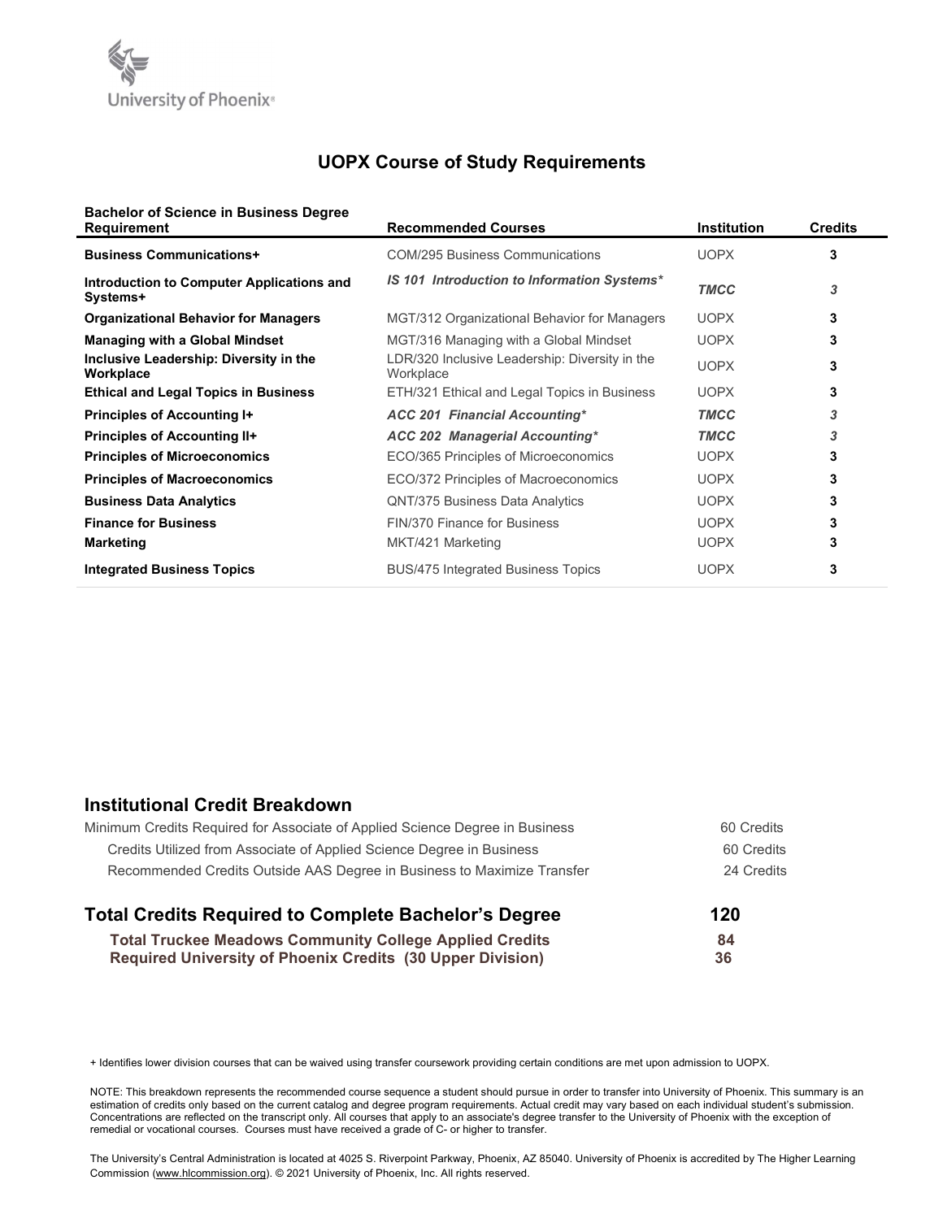## UOPX Course of Study Requirements

| Bachelor of Science in Business Degree Requirement | Recommended Courses | Institution | Credits |
|---|---|---|---|
| **Business Communications+** | COM/295 Business Communications | UOPX | **3** |
| **Introduction to Computer Applications and Systems+** | ***IS 101 Introduction to Information Systems**** | ***TMCC*** | *3* |
| **Organizational Behavior for Managers** | MGT/312 Organizational Behavior for Managers | UOPX | **3** |
| **Managing with a Global Mindset** | MGT/316 Managing with a Global Mindset | UOPX | **3** |
| **Inclusive Leadership: Diversity in the Workplace** | LDR/320 Inclusive Leadership: Diversity in the Workplace | UOPX | **3** |
| **Ethical and Legal Topics in Business** | ETH/321 Ethical and Legal Topics in Business | UOPX | **3** |
| **Principles of Accounting I+** | ***ACC 201 Financial Accounting**** | ***TMCC*** | *3* |
| **Principles of Accounting II+** | ***ACC 202 Managerial Accounting**** | ***TMCC*** | *3* |
| **Principles of Microeconomics** | ECO/365 Principles of Microeconomics | UOPX | **3** |
| **Principles of Macroeconomics** | ECO/372 Principles of Macroeconomics | UOPX | **3** |
| **Business Data Analytics** | QNT/375 Business Data Analytics | UOPX | **3** |
| **Finance for Business** | FIN/370 Finance for Business | UOPX | **3** |
| **Marketing** | MKT/421 Marketing | UOPX | **3** |
| **Integrated Business Topics** | BUS/475 Integrated Business Topics | UOPX | **3** |

## Institutional Credit Breakdown

| | |
|---|---|
| Minimum Credits Required for Associate of Applied Science Degree in Business | 60 Credits |
| Credits Utilized from Associate of Applied Science Degree in Business | 60 Credits |
| Recommended Credits Outside AAS Degree in Business to Maximize Transfer | 24 Credits |

### Total Credits Required to Complete Bachelor's Degree — 120

**Total Truckee Meadows Community College Applied Credits** — **84**

**Required University of Phoenix Credits (30 Upper Division)** — **36**

+ Identifies lower division courses that can be waived using transfer coursework providing certain conditions are met upon admission to UOPX.

NOTE: This breakdown represents the recommended course sequence a student should pursue in order to transfer into University of Phoenix. This summary is an estimation of credits only based on the current catalog and degree program requirements. Actual credit may vary based on each individual student's submission. Concentrations are reflected on the transcript only. All courses that apply to an associate's degree transfer to the University of Phoenix with the exception of remedial or vocational courses. Courses must have received a grade of C- or higher to transfer.

The University's Central Administration is located at 4025 S. Riverpoint Parkway, Phoenix, AZ 85040. University of Phoenix is accredited by The Higher Learning Commission (www.hlcommission.org). © 2021 University of Phoenix, Inc. All rights reserved.